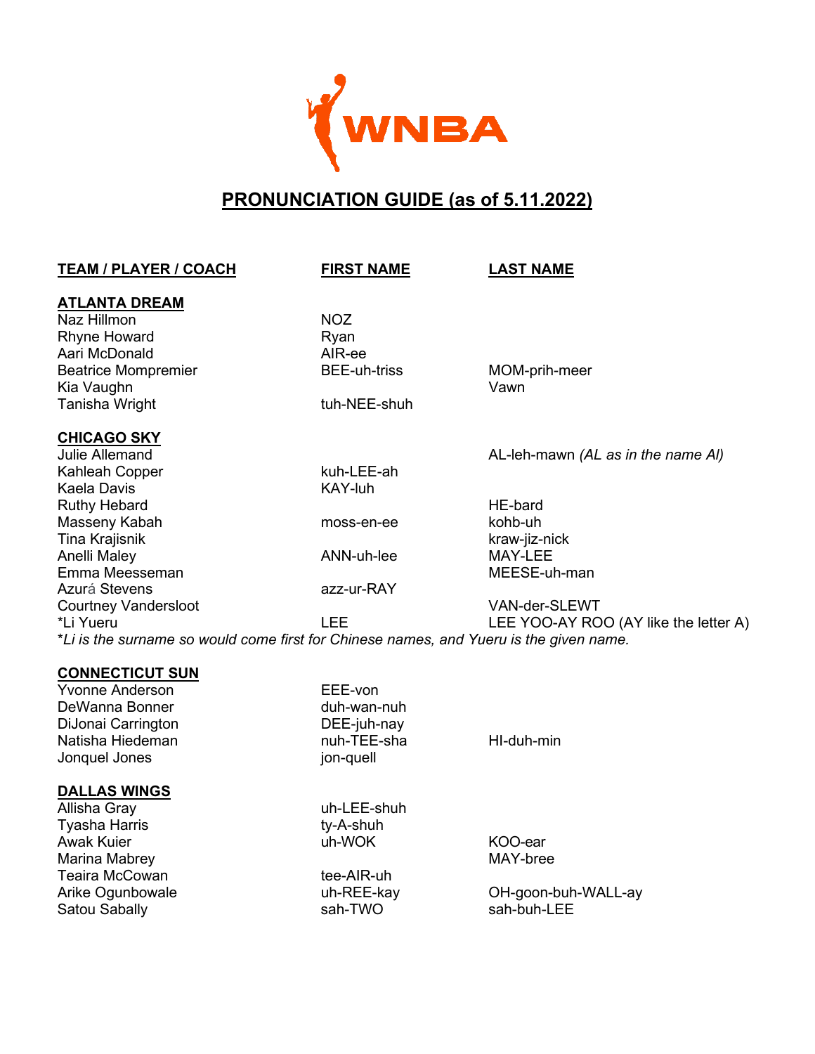WNBA

# PRONUNCIATION GUIDE (as of 5.11.2022)

| TEAM / PLAYER / COACH | FIRST NAME | LAST NAME |
|---|---|---|
| **ATLANTA DREAM** | | |
| Naz Hillmon | NOZ | |
| Rhyne Howard | Ryan | |
| Aari McDonald | AIR-ee | |
| Beatrice Mompremier | BEE-uh-triss | MOM-prih-meer |
| Kia Vaughn | | Vawn |
| Tanisha Wright | tuh-NEE-shuh | |
| **CHICAGO SKY** | | |
| Julie Allemand | | AL-leh-mawn *(AL as in the name Al)* |
| Kahleah Copper | kuh-LEE-ah | |
| Kaela Davis | KAY-luh | |
| Ruthy Hebard | | HE-bard |
| Masseny Kabah | moss-en-ee | kohb-uh |
| Tina Krajisnik | | kraw-jiz-nick |
| Anelli Maley | ANN-uh-lee | MAY-LEE |
| Emma Meesseman | | MEESE-uh-man |
| Azurá Stevens | azz-ur-RAY | |
| Courtney Vandersloot | | VAN-der-SLEWT |
| *Li Yueru | LEE | LEE YOO-AY ROO (AY like the letter A) |

*\*Li is the surname so would come first for Chinese names, and Yueru is the given name.*

| TEAM / PLAYER / COACH | FIRST NAME | LAST NAME |
|---|---|---|
| **CONNECTICUT SUN** | | |
| Yvonne Anderson | EEE-von | |
| DeWanna Bonner | duh-wan-nuh | |
| DiJonai Carrington | DEE-juh-nay | |
| Natisha Hiedeman | nuh-TEE-sha | HI-duh-min |
| Jonquel Jones | jon-quell | |
| **DALLAS WINGS** | | |
| Allisha Gray | uh-LEE-shuh | |
| Tyasha Harris | ty-A-shuh | |
| Awak Kuier | uh-WOK | KOO-ear |
| Marina Mabrey | | MAY-bree |
| Teaira McCowan | tee-AIR-uh | |
| Arike Ogunbowale | uh-REE-kay | OH-goon-buh-WALL-ay |
| Satou Sabally | sah-TWO | sah-buh-LEE |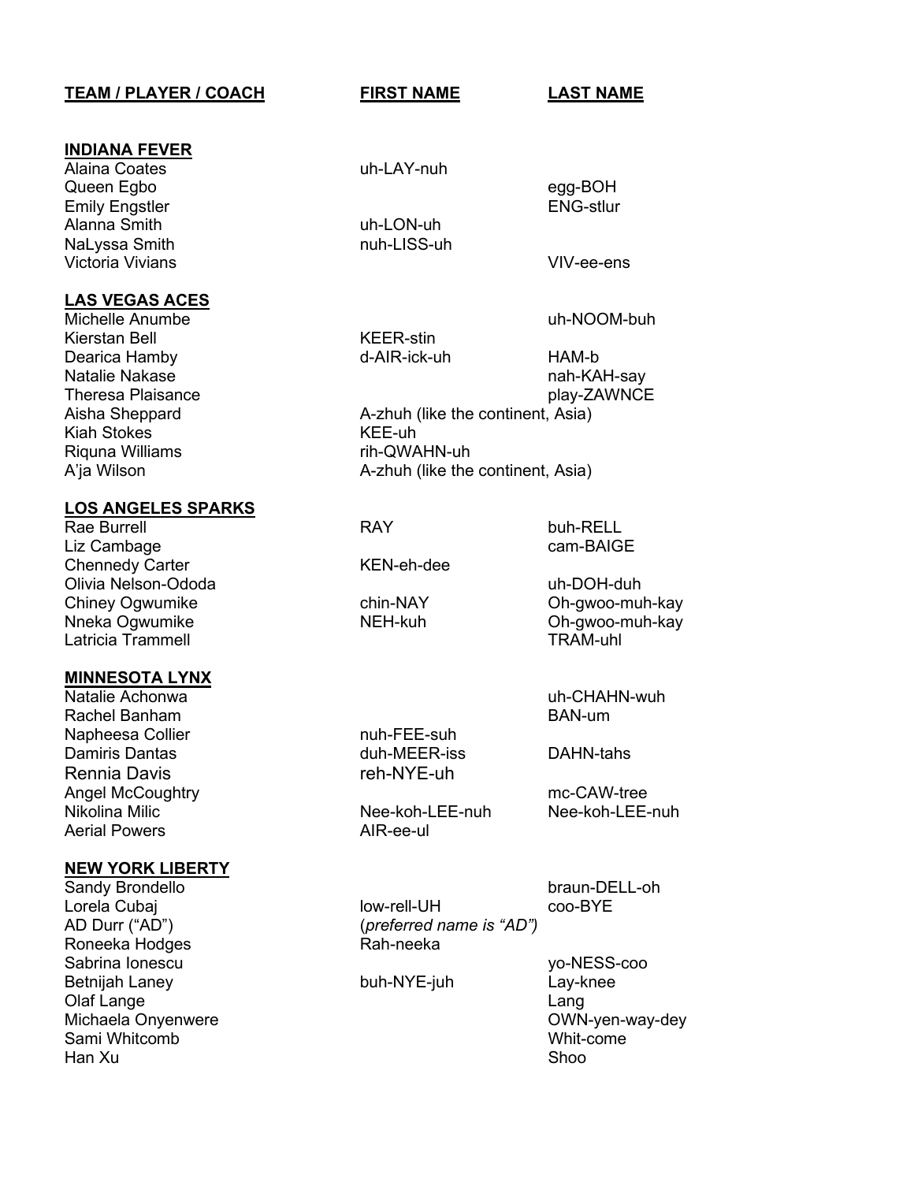| TEAM / PLAYER / COACH | FIRST NAME | LAST NAME |
|---|---|---|
| **INDIANA FEVER** | | |
| Alaina Coates | uh-LAY-nuh | |
| Queen Egbo | | egg-BOH |
| Emily Engstler | | ENG-stlur |
| Alanna Smith | uh-LON-uh | |
| NaLyssa Smith | nuh-LISS-uh | |
| Victoria Vivians | | VIV-ee-ens |
| **LAS VEGAS ACES** | | |
| Michelle Anumbe | | uh-NOOM-buh |
| Kierstan Bell | KEER-stin | |
| Dearica Hamby | d-AIR-ick-uh | HAM-b |
| Natalie Nakase | | nah-KAH-say |
| Theresa Plaisance | | play-ZAWNCE |
| Aisha Sheppard | A-zhuh (like the continent, Asia) | |
| Kiah Stokes | KEE-uh | |
| Riquna Williams | rih-QWAHN-uh | |
| A'ja Wilson | A-zhuh (like the continent, Asia) | |
| **LOS ANGELES SPARKS** | | |
| Rae Burrell | RAY | buh-RELL |
| Liz Cambage | | cam-BAIGE |
| Chennedy Carter | KEN-eh-dee | |
| Olivia Nelson-Ododa | | uh-DOH-duh |
| Chiney Ogwumike | chin-NAY | Oh-gwoo-muh-kay |
| Nneka Ogwumike | NEH-kuh | Oh-gwoo-muh-kay |
| Latricia Trammell | | TRAM-uhl |
| **MINNESOTA LYNX** | | |
| Natalie Achonwa | | uh-CHAHN-wuh |
| Rachel Banham | | BAN-um |
| Napheesa Collier | nuh-FEE-suh | |
| Damiris Dantas | duh-MEER-iss | DAHN-tahs |
| Rennia Davis | reh-NYE-uh | |
| Angel McCoughtry | | mc-CAW-tree |
| Nikolina Milic | Nee-koh-LEE-nuh | Nee-koh-LEE-nuh |
| Aerial Powers | AIR-ee-ul | |
| **NEW YORK LIBERTY** | | |
| Sandy Brondello | | braun-DELL-oh |
| Lorela Cubaj | low-rell-UH | coo-BYE |
| AD Durr ("AD") | (*preferred name is "AD")* | |
| Roneeka Hodges | Rah-neeka | |
| Sabrina Ionescu | | yo-NESS-coo |
| Betnijah Laney | buh-NYE-juh | Lay-knee |
| Olaf Lange | | Lang |
| Michaela Onyenwere | | OWN-yen-way-dey |
| Sami Whitcomb | | Whit-come |
| Han Xu | | Shoo |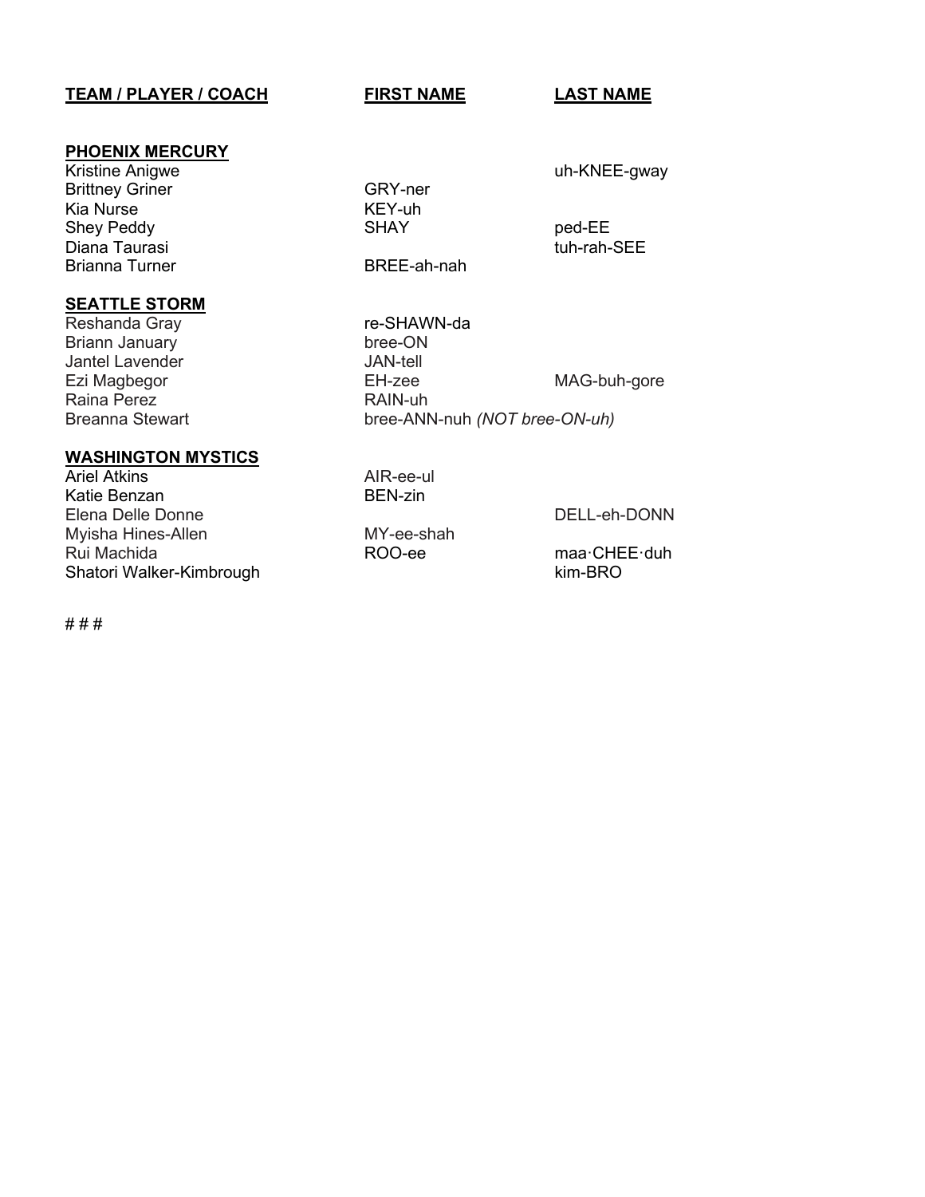| TEAM / PLAYER / COACH | FIRST NAME | LAST NAME |
| --- | --- | --- |
| **PHOENIX MERCURY** | | |
| Kristine Anigwe | | uh-KNEE-gway |
| Brittney Griner | GRY-ner | |
| Kia Nurse | KEY-uh | |
| Shey Peddy | SHAY | ped-EE |
| Diana Taurasi | | tuh-rah-SEE |
| Brianna Turner | BREE-ah-nah | |
| **SEATTLE STORM** | | |
| Reshanda Gray | re-SHAWN-da | |
| Briann January | bree-ON | |
| Jantel Lavender | JAN-tell | |
| Ezi Magbegor | EH-zee | MAG-buh-gore |
| Raina Perez | RAIN-uh | |
| Breanna Stewart | bree-ANN-nuh *(NOT bree-ON-uh)* | |
| **WASHINGTON MYSTICS** | | |
| Ariel Atkins | AIR-ee-ul | |
| Katie Benzan | BEN-zin | |
| Elena Delle Donne | | DELL-eh-DONN |
| Myisha Hines-Allen | MY-ee-shah | |
| Rui Machida | ROO-ee | maa·CHEE·duh |
| Shatori Walker-Kimbrough | | kim-BRO |

# # #